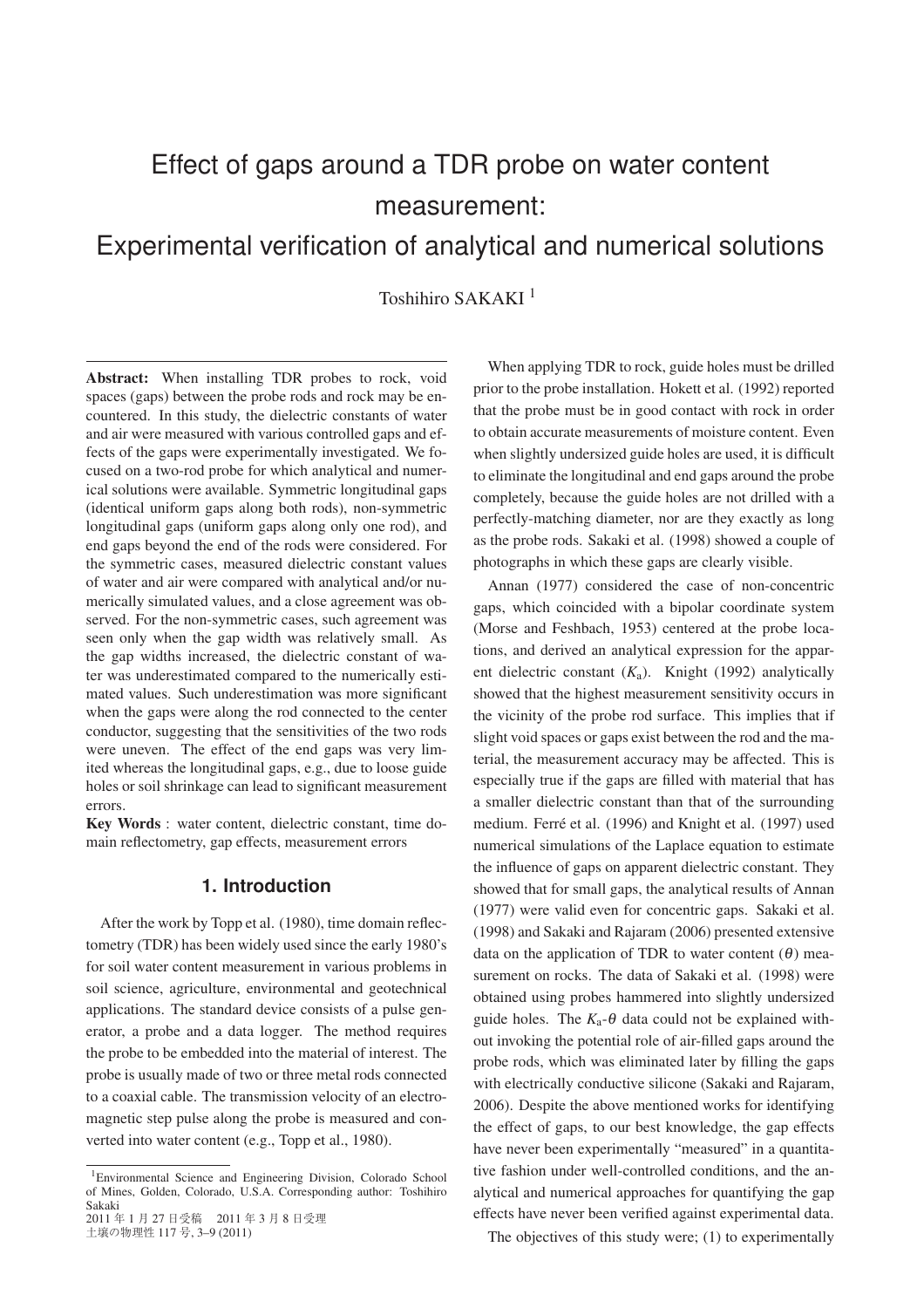# Effect of gaps around a TDR probe on water content measurement: Experimental verification of analytical and numerical solutions

Toshihiro SAKAKI [1]

**Abstract:** When installing TDR probes to rock, void spaces (gaps) between the probe rods and rock may be encountered. In this study, the dielectric constants of water and air were measured with various controlled gaps and effects of the gaps were experimentally investigated. We focused on a two-rod probe for which analytical and numerical solutions were available. Symmetric longitudinal gaps (identical uniform gaps along both rods), non-symmetric longitudinal gaps (uniform gaps along only one rod), and end gaps beyond the end of the rods were considered. For the symmetric cases, measured dielectric constant values of water and air were compared with analytical and/or numerically simulated values, and a close agreement was observed. For the non-symmetric cases, such agreement was seen only when the gap width was relatively small. As the gap widths increased, the dielectric constant of water was underestimated compared to the numerically estimated values. Such underestimation was more significant when the gaps were along the rod connected to the center conductor, suggesting that the sensitivities of the two rods were uneven. The effect of the end gaps was very limited whereas the longitudinal gaps, e.g., due to loose guide holes or soil shrinkage can lead to significant measurement errors.

**Key Words** : water content, dielectric constant, time domain reflectometry, gap effects, measurement errors

## 1. Introduction

After the work by Topp et al. (1980), time domain reflectometry (TDR) has been widely used since the early 1980's for soil water content measurement in various problems in soil science, agriculture, environmental and geotechnical applications. The standard device consists of a pulse generator, a probe and a data logger. The method requires the probe to be embedded into the material of interest. The probe is usually made of two or three metal rods connected to a coaxial cable. The transmission velocity of an electromagnetic step pulse along the probe is measured and converted into water content (e.g., Topp et al., 1980).

When applying TDR to rock, guide holes must be drilled prior to the probe installation. Hokett et al. (1992) reported that the probe must be in good contact with rock in order to obtain accurate measurements of moisture content. Even when slightly undersized guide holes are used, it is difficult to eliminate the longitudinal and end gaps around the probe completely, because the guide holes are not drilled with a perfectly-matching diameter, nor are they exactly as long as the probe rods. Sakaki et al. (1998) showed a couple of photographs in which these gaps are clearly visible.

Annan (1977) considered the case of non-concentric gaps, which coincided with a bipolar coordinate system (Morse and Feshbach, 1953) centered at the probe locations, and derived an analytical expression for the apparent dielectric constant ($K_a$). Knight (1992) analytically showed that the highest measurement sensitivity occurs in the vicinity of the probe rod surface. This implies that if slight void spaces or gaps exist between the rod and the material, the measurement accuracy may be affected. This is especially true if the gaps are filled with material that has a smaller dielectric constant than that of the surrounding medium. Ferré et al. (1996) and Knight et al. (1997) used numerical simulations of the Laplace equation to estimate the influence of gaps on apparent dielectric constant. They showed that for small gaps, the analytical results of Annan (1977) were valid even for concentric gaps. Sakaki et al. (1998) and Sakaki and Rajaram (2006) presented extensive data on the application of TDR to water content ($\theta$) measurement on rocks. The data of Sakaki et al. (1998) were obtained using probes hammered into slightly undersized guide holes. The $K_a$-$\theta$ data could not be explained without invoking the potential role of air-filled gaps around the probe rods, which was eliminated later by filling the gaps with electrically conductive silicone (Sakaki and Rajaram, 2006). Despite the above mentioned works for identifying the effect of gaps, to our best knowledge, the gap effects have never been experimentally "measured" in a quantitative fashion under well-controlled conditions, and the analytical and numerical approaches for quantifying the gap effects have never been verified against experimental data.

The objectives of this study were; (1) to experimentally

---

[1] Environmental Science and Engineering Division, Colorado School of Mines, Golden, Colorado, U.S.A. Corresponding author: Toshihiro Sakaki

2011 年 1 月 27 日受稿　2011 年 3 月 8 日受理

土壌の物理性 117 号, 3–9 (2011)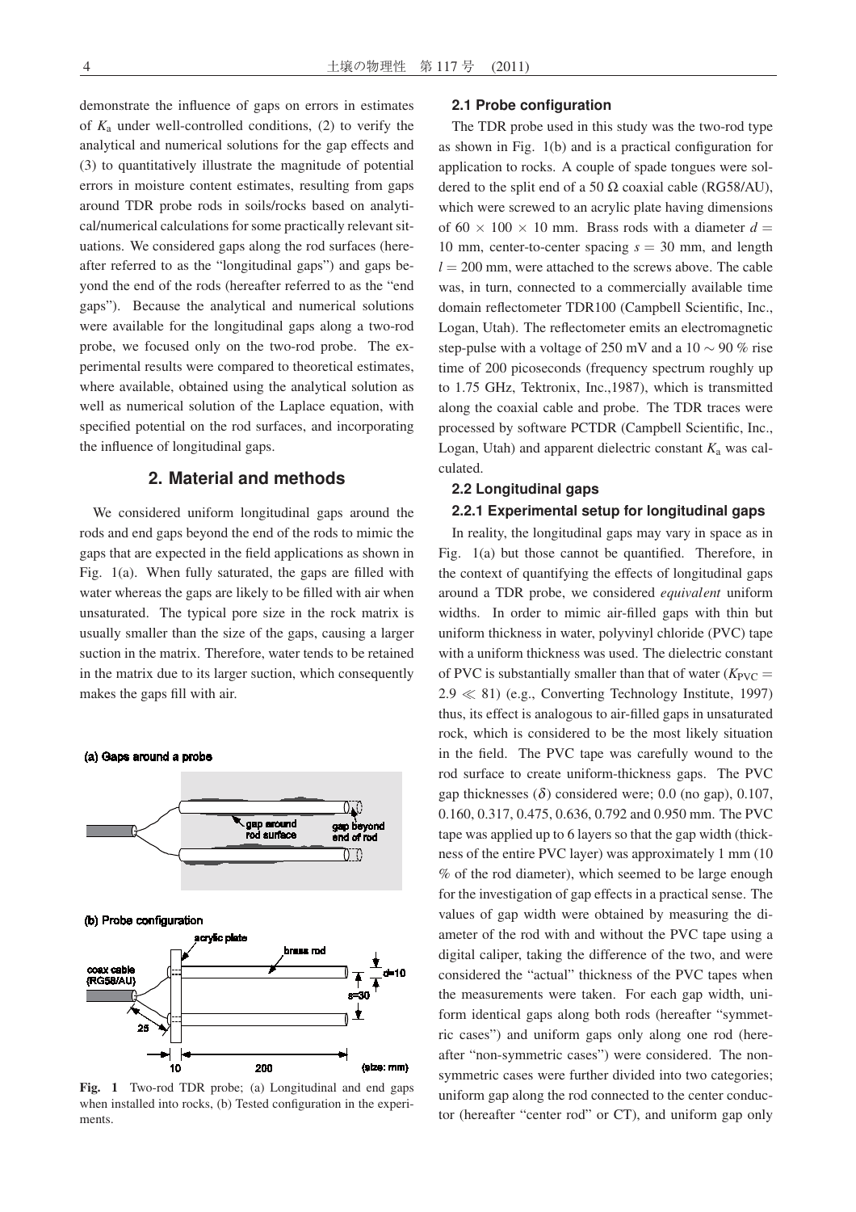demonstrate the influence of gaps on errors in estimates of $K_a$ under well-controlled conditions, (2) to verify the analytical and numerical solutions for the gap effects and (3) to quantitatively illustrate the magnitude of potential errors in moisture content estimates, resulting from gaps around TDR probe rods in soils/rocks based on analytical/numerical calculations for some practically relevant situations. We considered gaps along the rod surfaces (hereafter referred to as the "longitudinal gaps") and gaps beyond the end of the rods (hereafter referred to as the "end gaps"). Because the analytical and numerical solutions were available for the longitudinal gaps along a two-rod probe, we focused only on the two-rod probe. The experimental results were compared to theoretical estimates, where available, obtained using the analytical solution as well as numerical solution of the Laplace equation, with specified potential on the rod surfaces, and incorporating the influence of longitudinal gaps.

## 2. Material and methods

We considered uniform longitudinal gaps around the rods and end gaps beyond the end of the rods to mimic the gaps that are expected in the field applications as shown in Fig. 1(a). When fully saturated, the gaps are filled with water whereas the gaps are likely to be filled with air when unsaturated. The typical pore size in the rock matrix is usually smaller than the size of the gaps, causing a larger suction in the matrix. Therefore, water tends to be retained in the matrix due to its larger suction, which consequently makes the gaps fill with air.

**Fig. 1** Two-rod TDR probe; (a) Longitudinal and end gaps when installed into rocks, (b) Tested configuration in the experiments.

### 2.1 Probe configuration

The TDR probe used in this study was the two-rod type as shown in Fig. 1(b) and is a practical configuration for application to rocks. A couple of spade tongues were soldered to the split end of a 50 Ω coaxial cable (RG58/AU), which were screwed to an acrylic plate having dimensions of 60 × 100 × 10 mm. Brass rods with a diameter $d$ = 10 mm, center-to-center spacing $s$ = 30 mm, and length $l$ = 200 mm, were attached to the screws above. The cable was, in turn, connected to a commercially available time domain reflectometer TDR100 (Campbell Scientific, Inc., Logan, Utah). The reflectometer emits an electromagnetic step-pulse with a voltage of 250 mV and a 10 ∼ 90 % rise time of 200 picoseconds (frequency spectrum roughly up to 1.75 GHz, Tektronix, Inc.,1987), which is transmitted along the coaxial cable and probe. The TDR traces were processed by software PCTDR (Campbell Scientific, Inc., Logan, Utah) and apparent dielectric constant $K_a$ was calculated.

### 2.2 Longitudinal gaps

#### 2.2.1 Experimental setup for longitudinal gaps

In reality, the longitudinal gaps may vary in space as in Fig. 1(a) but those cannot be quantified. Therefore, in the context of quantifying the effects of longitudinal gaps around a TDR probe, we considered *equivalent* uniform widths. In order to mimic air-filled gaps with thin but uniform thickness in water, polyvinyl chloride (PVC) tape with a uniform thickness was used. The dielectric constant of PVC is substantially smaller than that of water ($K_{PVC}$ = 2.9 ≪ 81) (e.g., Converting Technology Institute, 1997) thus, its effect is analogous to air-filled gaps in unsaturated rock, which is considered to be the most likely situation in the field. The PVC tape was carefully wound to the rod surface to create uniform-thickness gaps. The PVC gap thicknesses ($\delta$) considered were; 0.0 (no gap), 0.107, 0.160, 0.317, 0.475, 0.636, 0.792 and 0.950 mm. The PVC tape was applied up to 6 layers so that the gap width (thickness of the entire PVC layer) was approximately 1 mm (10 % of the rod diameter), which seemed to be large enough for the investigation of gap effects in a practical sense. The values of gap width were obtained by measuring the diameter of the rod with and without the PVC tape using a digital caliper, taking the difference of the two, and were considered the "actual" thickness of the PVC tapes when the measurements were taken. For each gap width, uniform identical gaps along both rods (hereafter "symmetric cases") and uniform gaps only along one rod (hereafter "non-symmetric cases") were considered. The non-symmetric cases were further divided into two categories; uniform gap along the rod connected to the center conductor (hereafter "center rod" or CT), and uniform gap only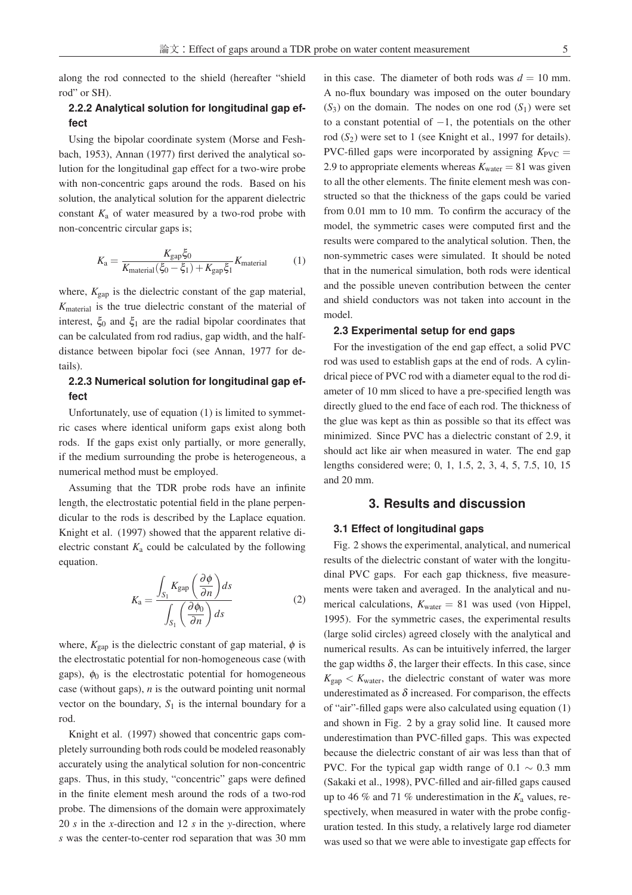along the rod connected to the shield (hereafter "shield rod" or SH).

### 2.2.2 Analytical solution for longitudinal gap effect

Using the bipolar coordinate system (Morse and Feshbach, 1953), Annan (1977) first derived the analytical solution for the longitudinal gap effect for a two-wire probe with non-concentric gaps around the rods. Based on his solution, the analytical solution for the apparent dielectric constant $K_{\mathrm{a}}$ of water measured by a two-rod probe with non-concentric circular gaps is;

$$K_{\mathrm{a}} = \frac{K_{\mathrm{gap}}\xi_0}{K_{\mathrm{material}}(\xi_0 - \xi_1) + K_{\mathrm{gap}}\xi_1} K_{\mathrm{material}} \tag{1}$$

where, $K_{\mathrm{gap}}$ is the dielectric constant of the gap material, $K_{\mathrm{material}}$ is the true dielectric constant of the material of interest, $\xi_0$ and $\xi_1$ are the radial bipolar coordinates that can be calculated from rod radius, gap width, and the half-distance between bipolar foci (see Annan, 1977 for details).

### 2.2.3 Numerical solution for longitudinal gap effect

Unfortunately, use of equation (1) is limited to symmetric cases where identical uniform gaps exist along both rods. If the gaps exist only partially, or more generally, if the medium surrounding the probe is heterogeneous, a numerical method must be employed.

Assuming that the TDR probe rods have an infinite length, the electrostatic potential field in the plane perpendicular to the rods is described by the Laplace equation. Knight et al. (1997) showed that the apparent relative dielectric constant $K_{\mathrm{a}}$ could be calculated by the following equation.

$$K_{\mathrm{a}} = \frac{\displaystyle\int_{S_1} K_{\mathrm{gap}} \left(\frac{\partial \phi}{\partial n}\right) ds}{\displaystyle\int_{S_1} \left(\frac{\partial \phi_0}{\partial n}\right) ds} \tag{2}$$

where, $K_{\mathrm{gap}}$ is the dielectric constant of gap material, $\phi$ is the electrostatic potential for non-homogeneous case (with gaps), $\phi_0$ is the electrostatic potential for homogeneous case (without gaps), $n$ is the outward pointing unit normal vector on the boundary, $S_1$ is the internal boundary for a rod.

Knight et al. (1997) showed that concentric gaps completely surrounding both rods could be modeled reasonably accurately using the analytical solution for non-concentric gaps. Thus, in this study, "concentric" gaps were defined in the finite element mesh around the rods of a two-rod probe. The dimensions of the domain were approximately 20 $s$ in the $x$-direction and 12 $s$ in the $y$-direction, where $s$ was the center-to-center rod separation that was 30 mm in this case. The diameter of both rods was $d = 10$ mm. A no-flux boundary was imposed on the outer boundary ($S_3$) on the domain. The nodes on one rod ($S_1$) were set to a constant potential of $-1$, the potentials on the other rod ($S_2$) were set to 1 (see Knight et al., 1997 for details). PVC-filled gaps were incorporated by assigning $K_{\mathrm{PVC}} = 2.9$ to appropriate elements whereas $K_{\mathrm{water}} = 81$ was given to all the other elements. The finite element mesh was constructed so that the thickness of the gaps could be varied from 0.01 mm to 10 mm. To confirm the accuracy of the model, the symmetric cases were computed first and the results were compared to the analytical solution. Then, the non-symmetric cases were simulated. It should be noted that in the numerical simulation, both rods were identical and the possible uneven contribution between the center and shield conductors was not taken into account in the model.

### 2.3 Experimental setup for end gaps

For the investigation of the end gap effect, a solid PVC rod was used to establish gaps at the end of rods. A cylindrical piece of PVC rod with a diameter equal to the rod diameter of 10 mm sliced to have a pre-specified length was directly glued to the end face of each rod. The thickness of the glue was kept as thin as possible so that its effect was minimized. Since PVC has a dielectric constant of 2.9, it should act like air when measured in water. The end gap lengths considered were; 0, 1, 1.5, 2, 3, 4, 5, 7.5, 10, 15 and 20 mm.

## 3. Results and discussion

### 3.1 Effect of longitudinal gaps

Fig. 2 shows the experimental, analytical, and numerical results of the dielectric constant of water with the longitudinal PVC gaps. For each gap thickness, five measurements were taken and averaged. In the analytical and numerical calculations, $K_{\mathrm{water}} = 81$ was used (von Hippel, 1995). For the symmetric cases, the experimental results (large solid circles) agreed closely with the analytical and numerical results. As can be intuitively inferred, the larger the gap widths $\delta$, the larger their effects. In this case, since $K_{\mathrm{gap}} < K_{\mathrm{water}}$, the dielectric constant of water was more underestimated as $\delta$ increased. For comparison, the effects of "air"-filled gaps were also calculated using equation (1) and shown in Fig. 2 by a gray solid line. It caused more underestimation than PVC-filled gaps. This was expected because the dielectric constant of air was less than that of PVC. For the typical gap width range of 0.1 ~ 0.3 mm (Sakaki et al., 1998), PVC-filled and air-filled gaps caused up to 46 % and 71 % underestimation in the $K_{\mathrm{a}}$ values, respectively, when measured in water with the probe configuration tested. In this study, a relatively large rod diameter was used so that we were able to investigate gap effects for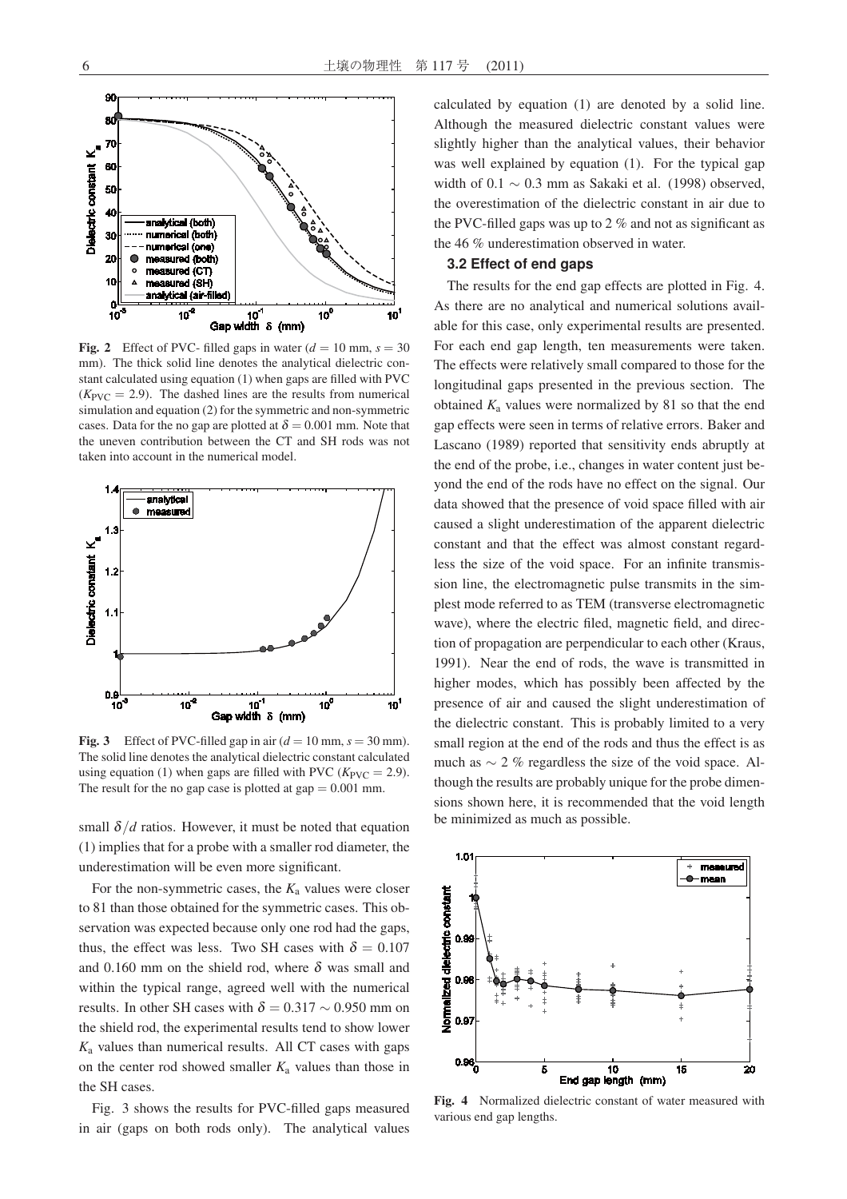**Fig. 2** Effect of PVC- filled gaps in water ($d = 10$ mm, $s = 30$ mm). The thick solid line denotes the analytical dielectric constant calculated using equation (1) when gaps are filled with PVC ($K_{PVC} = 2.9$). The dashed lines are the results from numerical simulation and equation (2) for the symmetric and non-symmetric cases. Data for the no gap are plotted at $\delta = 0.001$ mm. Note that the uneven contribution between the CT and SH rods was not taken into account in the numerical model.

**Fig. 3** Effect of PVC-filled gap in air ($d = 10$ mm, $s = 30$ mm). The solid line denotes the analytical dielectric constant calculated using equation (1) when gaps are filled with PVC ($K_{PVC} = 2.9$). The result for the no gap case is plotted at gap $= 0.001$ mm.

small $\delta/d$ ratios. However, it must be noted that equation (1) implies that for a probe with a smaller rod diameter, the underestimation will be even more significant.

For the non-symmetric cases, the $K_a$ values were closer to 81 than those obtained for the symmetric cases. This observation was expected because only one rod had the gaps, thus, the effect was less. Two SH cases with $\delta = 0.107$ and 0.160 mm on the shield rod, where $\delta$ was small and within the typical range, agreed well with the numerical results. In other SH cases with $\delta = 0.317 \sim 0.950$ mm on the shield rod, the experimental results tend to show lower $K_a$ values than numerical results. All CT cases with gaps on the center rod showed smaller $K_a$ values than those in the SH cases.

Fig. 3 shows the results for PVC-filled gaps measured in air (gaps on both rods only). The analytical values calculated by equation (1) are denoted by a solid line. Although the measured dielectric constant values were slightly higher than the analytical values, their behavior was well explained by equation (1). For the typical gap width of $0.1 \sim 0.3$ mm as Sakaki et al. (1998) observed, the overestimation of the dielectric constant in air due to the PVC-filled gaps was up to 2 % and not as significant as the 46 % underestimation observed in water.

### 3.2 Effect of end gaps

The results for the end gap effects are plotted in Fig. 4. As there are no analytical and numerical solutions available for this case, only experimental results are presented. For each end gap length, ten measurements were taken. The effects were relatively small compared to those for the longitudinal gaps presented in the previous section. The obtained $K_a$ values were normalized by 81 so that the end gap effects were seen in terms of relative errors. Baker and Lascano (1989) reported that sensitivity ends abruptly at the end of the probe, i.e., changes in water content just beyond the end of the rods have no effect on the signal. Our data showed that the presence of void space filled with air caused a slight underestimation of the apparent dielectric constant and that the effect was almost constant regardless the size of the void space. For an infinite transmission line, the electromagnetic pulse transmits in the simplest mode referred to as TEM (transverse electromagnetic wave), where the electric filed, magnetic field, and direction of propagation are perpendicular to each other (Kraus, 1991). Near the end of rods, the wave is transmitted in higher modes, which has possibly been affected by the presence of air and caused the slight underestimation of the dielectric constant. This is probably limited to a very small region at the end of the rods and thus the effect is as much as $\sim 2$ % regardless the size of the void space. Although the results are probably unique for the probe dimensions shown here, it is recommended that the void length be minimized as much as possible.

**Fig. 4** Normalized dielectric constant of water measured with various end gap lengths.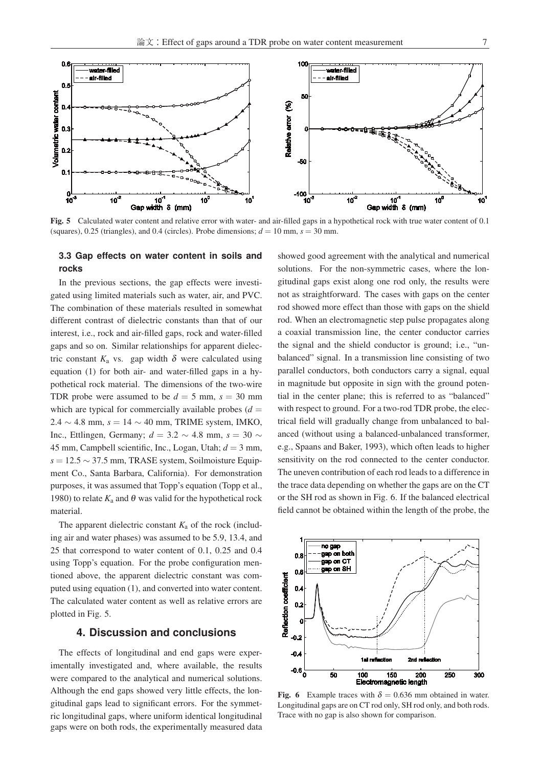**Fig. 5** Calculated water content and relative error with water- and air-filled gaps in a hypothetical rock with true water content of 0.1 (squares), 0.25 (triangles), and 0.4 (circles). Probe dimensions; $d = 10$ mm, $s = 30$ mm.

### 3.3 Gap effects on water content in soils and rocks

In the previous sections, the gap effects were investigated using limited materials such as water, air, and PVC. The combination of these materials resulted in somewhat different contrast of dielectric constants than that of our interest, i.e., rock and air-filled gaps, rock and water-filled gaps and so on. Similar relationships for apparent dielectric constant $K_a$ vs. gap width $\delta$ were calculated using equation (1) for both air- and water-filled gaps in a hypothetical rock material. The dimensions of the two-wire TDR probe were assumed to be $d = 5$ mm, $s = 30$ mm which are typical for commercially available probes ($d = 2.4 \sim 4.8$ mm, $s = 14 \sim 40$ mm, TRIME system, IMKO, Inc., Ettlingen, Germany; $d = 3.2 \sim 4.8$ mm, $s = 30 \sim 45$ mm, Campbell scientific, Inc., Logan, Utah; $d = 3$ mm, $s = 12.5 \sim 37.5$ mm, TRASE system, Soilmoisture Equipment Co., Santa Barbara, California). For demonstration purposes, it was assumed that Topp's equation (Topp et al., 1980) to relate $K_a$ and $\theta$ was valid for the hypothetical rock material.

The apparent dielectric constant $K_a$ of the rock (including air and water phases) was assumed to be 5.9, 13.4, and 25 that correspond to water content of 0.1, 0.25 and 0.4 using Topp's equation. For the probe configuration mentioned above, the apparent dielectric constant was computed using equation (1), and converted into water content. The calculated water content as well as relative errors are plotted in Fig. 5.

## 4. Discussion and conclusions

The effects of longitudinal and end gaps were experimentally investigated and, where available, the results were compared to the analytical and numerical solutions. Although the end gaps showed very little effects, the longitudinal gaps lead to significant errors. For the symmetric longitudinal gaps, where uniform identical longitudinal gaps were on both rods, the experimentally measured data showed good agreement with the analytical and numerical solutions. For the non-symmetric cases, where the longitudinal gaps exist along one rod only, the results were not as straightforward. The cases with gaps on the center rod showed more effect than those with gaps on the shield rod. When an electromagnetic step pulse propagates along a coaxial transmission line, the center conductor carries the signal and the shield conductor is ground; i.e., "unbalanced" signal. In a transmission line consisting of two parallel conductors, both conductors carry a signal, equal in magnitude but opposite in sign with the ground potential in the center plane; this is referred to as "balanced" with respect to ground. For a two-rod TDR probe, the electrical field will gradually change from unbalanced to balanced (without using a balanced-unbalanced transformer, e.g., Spaans and Baker, 1993), which often leads to higher sensitivity on the rod connected to the center conductor. The uneven contribution of each rod leads to a difference in the trace data depending on whether the gaps are on the CT or the SH rod as shown in Fig. 6. If the balanced electrical field cannot be obtained within the length of the probe, the

**Fig. 6** Example traces with $\delta = 0.636$ mm obtained in water. Longitudinal gaps are on CT rod only, SH rod only, and both rods. Trace with no gap is also shown for comparison.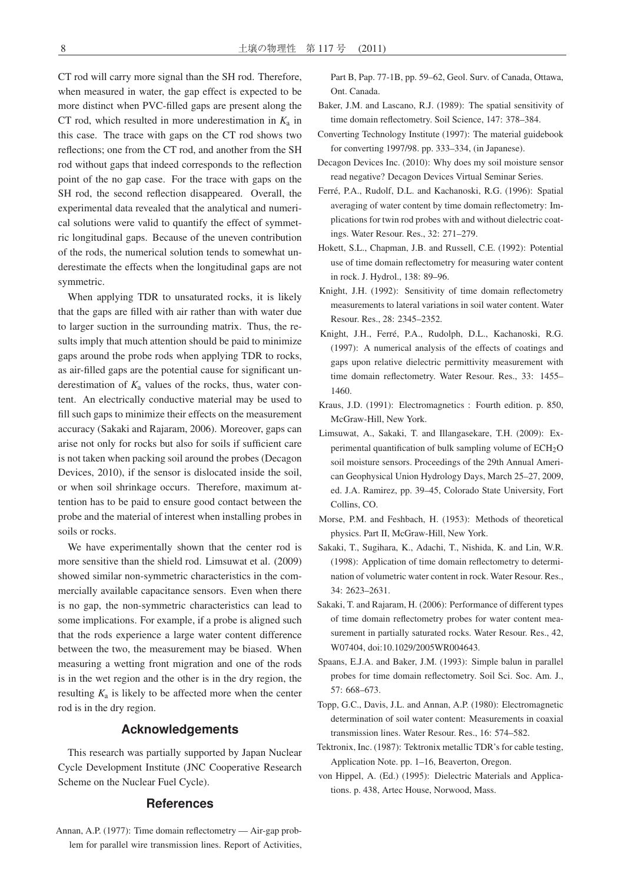CT rod will carry more signal than the SH rod. Therefore, when measured in water, the gap effect is expected to be more distinct when PVC-filled gaps are present along the CT rod, which resulted in more underestimation in $K_a$ in this case. The trace with gaps on the CT rod shows two reflections; one from the CT rod, and another from the SH rod without gaps that indeed corresponds to the reflection point of the no gap case. For the trace with gaps on the SH rod, the second reflection disappeared. Overall, the experimental data revealed that the analytical and numerical solutions were valid to quantify the effect of symmetric longitudinal gaps. Because of the uneven contribution of the rods, the numerical solution tends to somewhat underestimate the effects when the longitudinal gaps are not symmetric.

When applying TDR to unsaturated rocks, it is likely that the gaps are filled with air rather than with water due to larger suction in the surrounding matrix. Thus, the results imply that much attention should be paid to minimize gaps around the probe rods when applying TDR to rocks, as air-filled gaps are the potential cause for significant underestimation of $K_a$ values of the rocks, thus, water content. An electrically conductive material may be used to fill such gaps to minimize their effects on the measurement accuracy (Sakaki and Rajaram, 2006). Moreover, gaps can arise not only for rocks but also for soils if sufficient care is not taken when packing soil around the probes (Decagon Devices, 2010), if the sensor is dislocated inside the soil, or when soil shrinkage occurs. Therefore, maximum attention has to be paid to ensure good contact between the probe and the material of interest when installing probes in soils or rocks.

We have experimentally shown that the center rod is more sensitive than the shield rod. Limsuwat et al. (2009) showed similar non-symmetric characteristics in the commercially available capacitance sensors. Even when there is no gap, the non-symmetric characteristics can lead to some implications. For example, if a probe is aligned such that the rods experience a large water content difference between the two, the measurement may be biased. When measuring a wetting front migration and one of the rods is in the wet region and the other is in the dry region, the resulting $K_a$ is likely to be affected more when the center rod is in the dry region.

## Acknowledgements

This research was partially supported by Japan Nuclear Cycle Development Institute (JNC Cooperative Research Scheme on the Nuclear Fuel Cycle).

## References

Annan, A.P. (1977): Time domain reflectometry — Air-gap problem for parallel wire transmission lines. Report of Activities, Part B, Pap. 77-1B, pp. 59–62, Geol. Surv. of Canada, Ottawa, Ont. Canada.

Baker, J.M. and Lascano, R.J. (1989): The spatial sensitivity of time domain reflectometry. Soil Science, 147: 378–384.

Converting Technology Institute (1997): The material guidebook for converting 1997/98. pp. 333–334, (in Japanese).

Decagon Devices Inc. (2010): Why does my soil moisture sensor read negative? Decagon Devices Virtual Seminar Series.

Ferré, P.A., Rudolf, D.L. and Kachanoski, R.G. (1996): Spatial averaging of water content by time domain reflectometry: Implications for twin rod probes with and without dielectric coatings. Water Resour. Res., 32: 271–279.

Hokett, S.L., Chapman, J.B. and Russell, C.E. (1992): Potential use of time domain reflectometry for measuring water content in rock. J. Hydrol., 138: 89–96.

Knight, J.H. (1992): Sensitivity of time domain reflectometry measurements to lateral variations in soil water content. Water Resour. Res., 28: 2345–2352.

Knight, J.H., Ferré, P.A., Rudolph, D.L., Kachanoski, R.G. (1997): A numerical analysis of the effects of coatings and gaps upon relative dielectric permittivity measurement with time domain reflectometry. Water Resour. Res., 33: 1455–1460.

Kraus, J.D. (1991): Electromagnetics : Fourth edition. p. 850, McGraw-Hill, New York.

Limsuwat, A., Sakaki, T. and Illangasekare, T.H. (2009): Experimental quantification of bulk sampling volume of $ECH_2O$ soil moisture sensors. Proceedings of the 29th Annual American Geophysical Union Hydrology Days, March 25–27, 2009, ed. J.A. Ramirez, pp. 39–45, Colorado State University, Fort Collins, CO.

Morse, P.M. and Feshbach, H. (1953): Methods of theoretical physics. Part II, McGraw-Hill, New York.

Sakaki, T., Sugihara, K., Adachi, T., Nishida, K. and Lin, W.R. (1998): Application of time domain reflectometry to determination of volumetric water content in rock. Water Resour. Res., 34: 2623–2631.

Sakaki, T. and Rajaram, H. (2006): Performance of different types of time domain reflectometry probes for water content measurement in partially saturated rocks. Water Resour. Res., 42, W07404, doi:10.1029/2005WR004643.

Spaans, E.J.A. and Baker, J.M. (1993): Simple balun in parallel probes for time domain reflectometry. Soil Sci. Soc. Am. J., 57: 668–673.

Topp, G.C., Davis, J.L. and Annan, A.P. (1980): Electromagnetic determination of soil water content: Measurements in coaxial transmission lines. Water Resour. Res., 16: 574–582.

Tektronix, Inc. (1987): Tektronix metallic TDR's for cable testing, Application Note. pp. 1–16, Beaverton, Oregon.

von Hippel, A. (Ed.) (1995): Dielectric Materials and Applications. p. 438, Artec House, Norwood, Mass.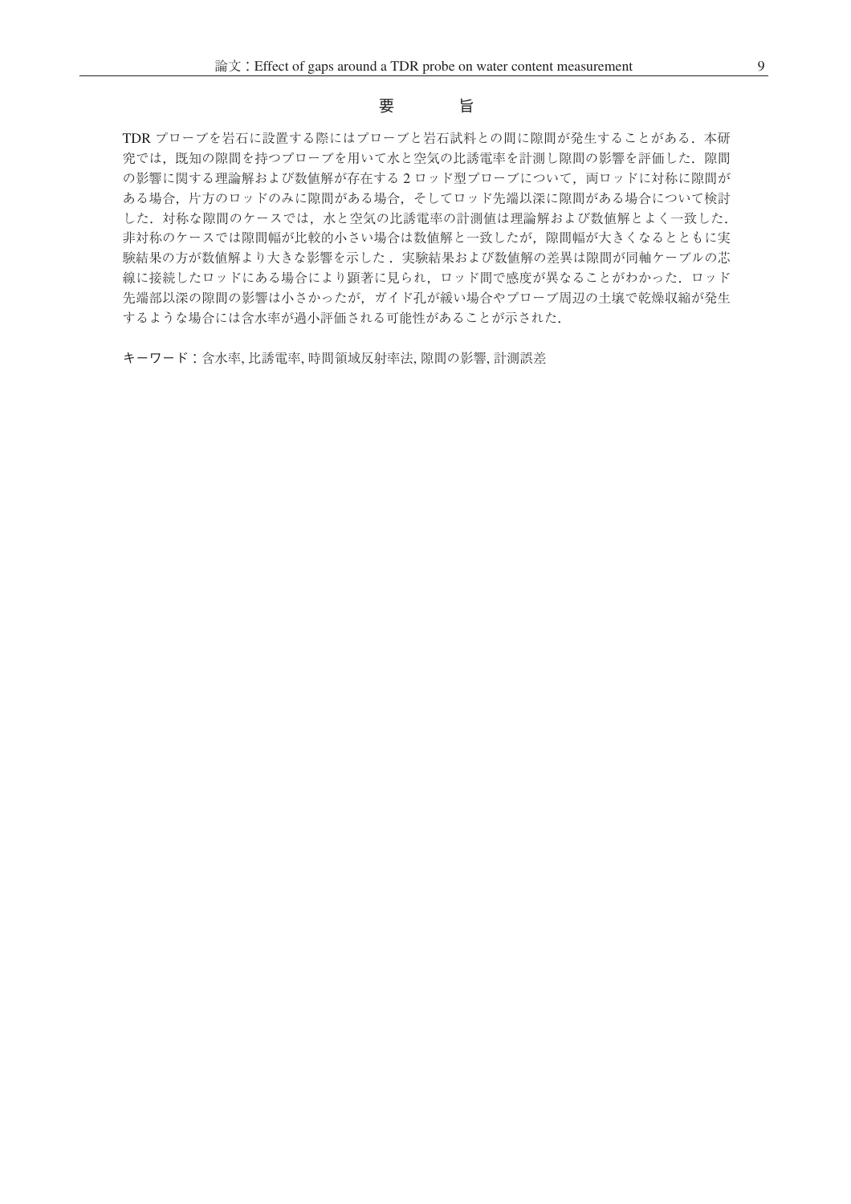## 要　　旨

TDR プローブを岩石に設置する際にはプローブと岩石試料との間に隙間が発生することがある．本研究では，既知の隙間を持つプローブを用いて水と空気の比誘電率を計測し隙間の影響を評価した．隙間の影響に関する理論解および数値解が存在する 2 ロッド型プローブについて，両ロッドに対称に隙間がある場合，片方のロッドのみに隙間がある場合，そしてロッド先端以深に隙間がある場合について検討した．対称な隙間のケースでは，水と空気の比誘電率の計測値は理論解および数値解とよく一致した．非対称のケースでは隙間幅が比較的小さい場合は数値解と一致したが，隙間幅が大きくなるとともに実験結果の方が数値解より大きな影響を示した．実験結果および数値解の差異は隙間が同軸ケーブルの芯線に接続したロッドにある場合により顕著に見られ，ロッド間で感度が異なることがわかった．ロッド先端部以深の隙間の影響は小さかったが，ガイド孔が緩い場合やプローブ周辺の土壌で乾燥収縮が発生するような場合には含水率が過小評価される可能性があることが示された．

キーワード：含水率, 比誘電率, 時間領域反射率法, 隙間の影響, 計測誤差